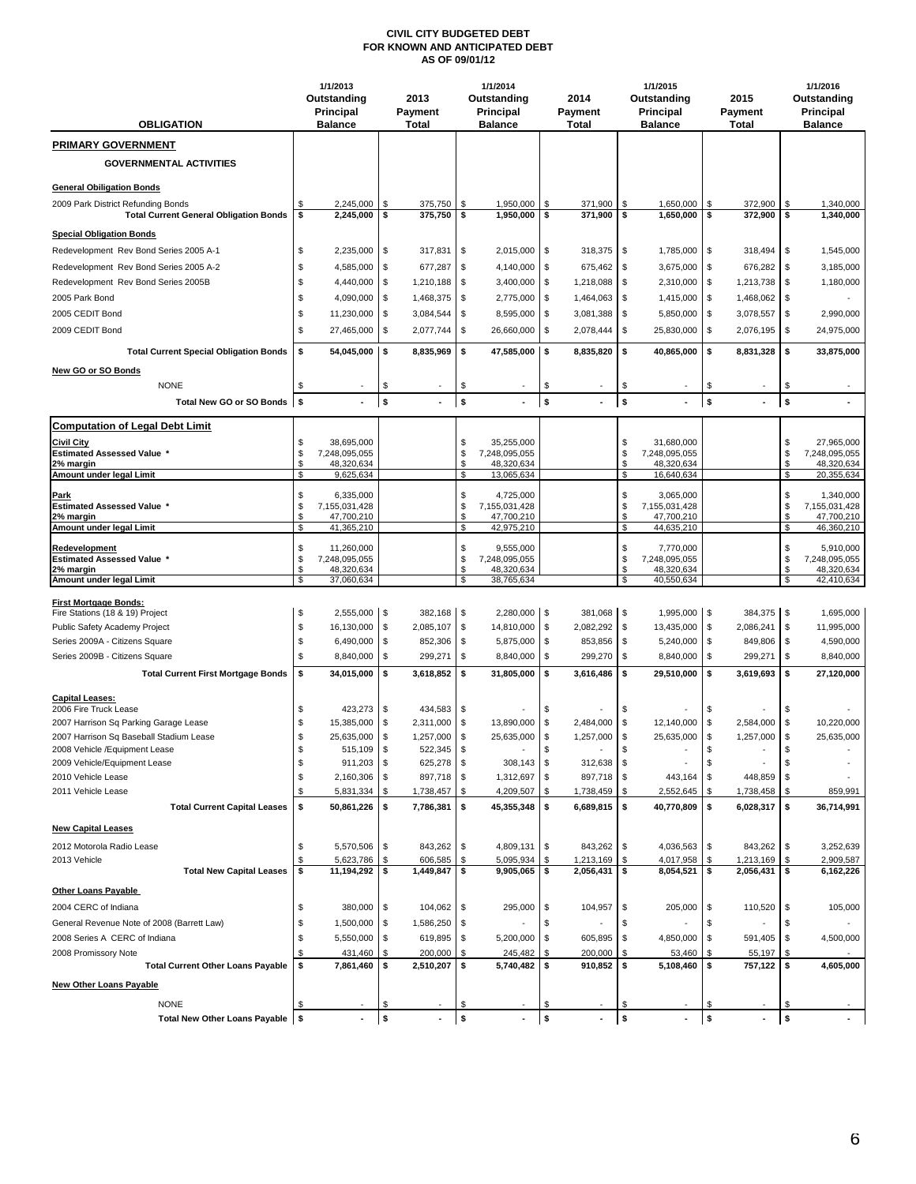# CIVIL CITY BUDGETED DEBT
## FOR KNOWN AND ANTICIPATED DEBT
### AS OF 09/01/12

| OBLIGATION | 1/1/2013 Outstanding Principal Balance | 2013 Payment Total | 1/1/2014 Outstanding Principal Balance | 2014 Payment Total | 1/1/2015 Outstanding Principal Balance | 2015 Payment Total | 1/1/2016 Outstanding Principal Balance |
|---|---|---|---|---|---|---|---|
| **PRIMARY GOVERNMENT** | | | | | | | |
| **GOVERNMENTAL ACTIVITIES** | | | | | | | |
| **General Obiligation Bonds** | | | | | | | |
| 2009 Park District Refunding Bonds | $ 2,245,000 | $ 375,750 | $ 1,950,000 | $ 371,900 | $ 1,650,000 | $ 372,900 | $ 1,340,000 |
| **Total Current General Obligation Bonds** | **$ 2,245,000** | **$ 375,750** | **$ 1,950,000** | **$ 371,900** | **$ 1,650,000** | **$ 372,900** | **$ 1,340,000** |
| **Special Obligation Bonds** | | | | | | | |
| Redevelopment Rev Bond Series 2005 A-1 | $ 2,235,000 | $ 317,831 | $ 2,015,000 | $ 318,375 | $ 1,785,000 | $ 318,494 | $ 1,545,000 |
| Redevelopment Rev Bond Series 2005 A-2 | $ 4,585,000 | $ 677,287 | $ 4,140,000 | $ 675,462 | $ 3,675,000 | $ 676,282 | $ 3,185,000 |
| Redevelopment Rev Bond Series 2005B | $ 4,440,000 | $ 1,210,188 | $ 3,400,000 | $ 1,218,088 | $ 2,310,000 | $ 1,213,738 | $ 1,180,000 |
| 2005 Park Bond | $ 4,090,000 | $ 1,468,375 | $ 2,775,000 | $ 1,464,063 | $ 1,415,000 | $ 1,468,062 | $ - |
| 2005 CEDIT Bond | $ 11,230,000 | $ 3,084,544 | $ 8,595,000 | $ 3,081,388 | $ 5,850,000 | $ 3,078,557 | $ 2,990,000 |
| 2009 CEDIT Bond | $ 27,465,000 | $ 2,077,744 | $ 26,660,000 | $ 2,078,444 | $ 25,830,000 | $ 2,076,195 | $ 24,975,000 |
| **Total Current Special Obligation Bonds** | **$ 54,045,000** | **$ 8,835,969** | **$ 47,585,000** | **$ 8,835,820** | **$ 40,865,000** | **$ 8,831,328** | **$ 33,875,000** |
| **New GO or SO Bonds** | | | | | | | |
| NONE | $ - | $ - | $ - | $ - | $ - | $ - | $ - |
| **Total New GO or SO Bonds** | **$ -** | **$ -** | **$ -** | **$ -** | **$ -** | **$ -** | **$ -** |
| **Computation of Legal Debt Limit** | | | | | | | |
| **Civil City** | $ 38,695,000 | | $ 35,255,000 | | $ 31,680,000 | | $ 27,965,000 |
| **Estimated Assessed Value \*** | $ 7,248,095,055 | | $ 7,248,095,055 | | $ 7,248,095,055 | | $ 7,248,095,055 |
| **2% margin** | $ 48,320,634 | | $ 48,320,634 | | $ 48,320,634 | | $ 48,320,634 |
| **Amount under legal Limit** | $ 9,625,634 | | $ 13,065,634 | | $ 16,640,634 | | $ 20,355,634 |
| **Park** | $ 6,335,000 | | $ 4,725,000 | | $ 3,065,000 | | $ 1,340,000 |
| **Estimated Assessed Value \*** | $ 7,155,031,428 | | $ 7,155,031,428 | | $ 7,155,031,428 | | $ 7,155,031,428 |
| **2% margin** | $ 47,700,210 | | $ 47,700,210 | | $ 47,700,210 | | $ 47,700,210 |
| **Amount under legal Limit** | $ 41,365,210 | | $ 42,975,210 | | $ 44,635,210 | | $ 46,360,210 |
| **Redevelopment** | $ 11,260,000 | | $ 9,555,000 | | $ 7,770,000 | | $ 5,910,000 |
| **Estimated Assessed Value \*** | $ 7,248,095,055 | | $ 7,248,095,055 | | $ 7,248,095,055 | | $ 7,248,095,055 |
| **2% margin** | $ 48,320,634 | | $ 48,320,634 | | $ 48,320,634 | | $ 48,320,634 |
| **Amount under legal Limit** | $ 37,060,634 | | $ 38,765,634 | | $ 40,550,634 | | $ 42,410,634 |
| **First Mortgage Bonds:** | | | | | | | |
| Fire Stations (18 & 19) Project | $ 2,555,000 | $ 382,168 | $ 2,280,000 | $ 381,068 | $ 1,995,000 | $ 384,375 | $ 1,695,000 |
| Public Safety Academy Project | $ 16,130,000 | $ 2,085,107 | $ 14,810,000 | $ 2,082,292 | $ 13,435,000 | $ 2,086,241 | $ 11,995,000 |
| Series 2009A - Citizens Square | $ 6,490,000 | $ 852,306 | $ 5,875,000 | $ 853,856 | $ 5,240,000 | $ 849,806 | $ 4,590,000 |
| Series 2009B - Citizens Square | $ 8,840,000 | $ 299,271 | $ 8,840,000 | $ 299,270 | $ 8,840,000 | $ 299,271 | $ 8,840,000 |
| **Total Current First Mortgage Bonds** | **$ 34,015,000** | **$ 3,618,852** | **$ 31,805,000** | **$ 3,616,486** | **$ 29,510,000** | **$ 3,619,693** | **$ 27,120,000** |
| **Capital Leases:** | | | | | | | |
| 2006 Fire Truck Lease | $ 423,273 | $ 434,583 | $ - | $ - | $ - | $ - | $ - |
| 2007 Harrison Sq Parking Garage Lease | $ 15,385,000 | $ 2,311,000 | $ 13,890,000 | $ 2,484,000 | $ 12,140,000 | $ 2,584,000 | $ 10,220,000 |
| 2007 Harrison Sq Baseball Stadium Lease | $ 25,635,000 | $ 1,257,000 | $ 25,635,000 | $ 1,257,000 | $ 25,635,000 | $ 1,257,000 | $ 25,635,000 |
| 2008 Vehicle /Equipment Lease | $ 515,109 | $ 522,345 | $ - | $ - | $ - | $ - | $ - |
| 2009 Vehicle/Equipment Lease | $ 911,203 | $ 625,278 | $ 308,143 | $ 312,638 | $ - | $ - | $ - |
| 2010 Vehicle Lease | $ 2,160,306 | $ 897,718 | $ 1,312,697 | $ 897,718 | $ 443,164 | $ 448,859 | $ - |
| 2011 Vehicle Lease | $ 5,831,334 | $ 1,738,457 | $ 4,209,507 | $ 1,738,459 | $ 2,552,645 | $ 1,738,458 | $ 859,991 |
| **Total Current Capital Leases** | **$ 50,861,226** | **$ 7,786,381** | **$ 45,355,348** | **$ 6,689,815** | **$ 40,770,809** | **$ 6,028,317** | **$ 36,714,991** |
| **New Capital Leases** | | | | | | | |
| 2012 Motorola Radio Lease | $ 5,570,506 | $ 843,262 | $ 4,809,131 | $ 843,262 | $ 4,036,563 | $ 843,262 | $ 3,252,639 |
| 2013 Vehicle | $ 5,623,786 | $ 606,585 | $ 5,095,934 | $ 1,213,169 | $ 4,017,958 | $ 1,213,169 | $ 2,909,587 |
| **Total New Capital Leases** | **$ 11,194,292** | **$ 1,449,847** | **$ 9,905,065** | **$ 2,056,431** | **$ 8,054,521** | **$ 2,056,431** | **$ 6,162,226** |
| **Other Loans Payable** | | | | | | | |
| 2004 CERC of Indiana | $ 380,000 | $ 104,062 | $ 295,000 | $ 104,957 | $ 205,000 | $ 110,520 | $ 105,000 |
| General Revenue Note of 2008 (Barrett Law) | $ 1,500,000 | $ 1,586,250 | $ - | $ - | $ - | $ - | $ - |
| 2008 Series A CERC of Indiana | $ 5,550,000 | $ 619,895 | $ 5,200,000 | $ 605,895 | $ 4,850,000 | $ 591,405 | $ 4,500,000 |
| 2008 Promissory Note | $ 431,460 | $ 200,000 | $ 245,482 | $ 200,000 | $ 53,460 | $ 55,197 | $ - |
| **Total Current Other Loans Payable** | **$ 7,861,460** | **$ 2,510,207** | **$ 5,740,482** | **$ 910,852** | **$ 5,108,460** | **$ 757,122** | **$ 4,605,000** |
| **New Other Loans Payable** | | | | | | | |
| NONE | $ - | $ - | $ - | $ - | $ - | $ - | $ - |
| **Total New Other Loans Payable** | **$ -** | **$ -** | **$ -** | **$ -** | **$ -** | **$ -** | **$ -** |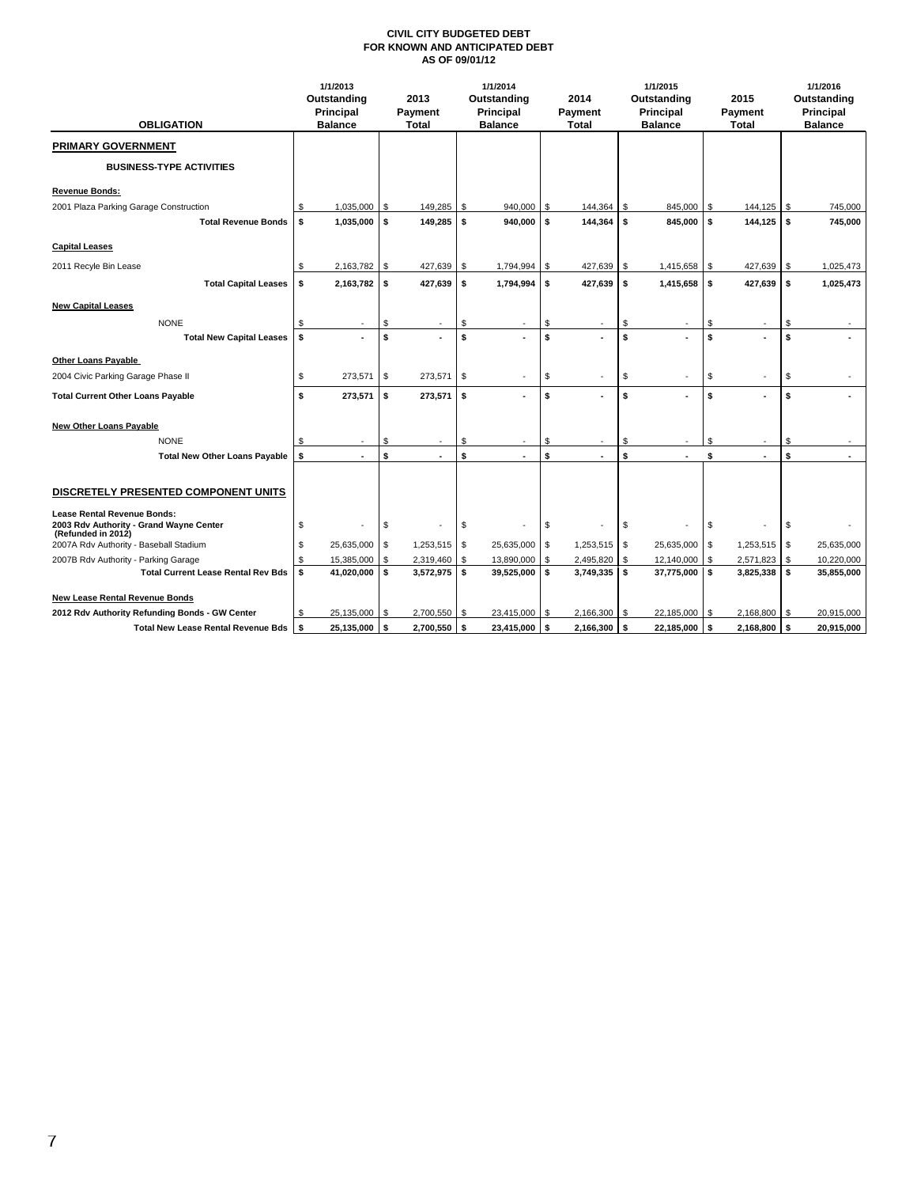**CIVIL CITY BUDGETED DEBT**
**FOR KNOWN AND ANTICIPATED DEBT**
**AS OF 09/01/12**

| OBLIGATION | 1/1/2013 Outstanding Principal Balance | 2013 Payment Total | 1/1/2014 Outstanding Principal Balance | 2014 Payment Total | 1/1/2015 Outstanding Principal Balance | 2015 Payment Total | 1/1/2016 Outstanding Principal Balance |
|---|---|---|---|---|---|---|---|
| **PRIMARY GOVERNMENT** | | | | | | | |
| **BUSINESS-TYPE ACTIVITIES** | | | | | | | |
| **Revenue Bonds:** | | | | | | | |
| 2001 Plaza Parking Garage Construction | $ 1,035,000 | $ 149,285 | $ 940,000 | $ 144,364 | $ 845,000 | $ 144,125 | $ 745,000 |
| **Total Revenue Bonds** | **$ 1,035,000** | **$ 149,285** | **$ 940,000** | **$ 144,364** | **$ 845,000** | **$ 144,125** | **$ 745,000** |
| **Capital Leases** | | | | | | | |
| 2011 Recyle Bin Lease | $ 2,163,782 | $ 427,639 | $ 1,794,994 | $ 427,639 | $ 1,415,658 | $ 427,639 | $ 1,025,473 |
| **Total Capital Leases** | **$ 2,163,782** | **$ 427,639** | **$ 1,794,994** | **$ 427,639** | **$ 1,415,658** | **$ 427,639** | **$ 1,025,473** |
| **New Capital Leases** | | | | | | | |
| NONE | $ - | $ - | $ - | $ - | $ - | $ - | $ - |
| **Total New Capital Leases** | **$ -** | **$ -** | **$ -** | **$ -** | **$ -** | **$ -** | **$ -** |
| **Other Loans Payable** | | | | | | | |
| 2004 Civic Parking Garage Phase II | $ 273,571 | $ 273,571 | $ - | $ - | $ - | $ - | $ - |
| **Total Current Other Loans Payable** | **$ 273,571** | **$ 273,571** | **$ -** | **$ -** | **$ -** | **$ -** | **$ -** |
| **New Other Loans Payable** | | | | | | | |
| NONE | $ - | $ - | $ - | $ - | $ - | $ - | $ - |
| **Total New Other Loans Payable** | **$ -** | **$ -** | **$ -** | **$ -** | **$ -** | **$ -** | **$ -** |
| **DISCRETELY PRESENTED COMPONENT UNITS** | | | | | | | |
| **Lease Rental Revenue Bonds:** | | | | | | | |
| **2003 Rdv Authority - Grand Wayne Center (Refunded in 2012)** | $ - | $ - | $ - | $ - | $ - | $ - | $ - |
| 2007A Rdv Authority - Baseball Stadium | $ 25,635,000 | $ 1,253,515 | $ 25,635,000 | $ 1,253,515 | $ 25,635,000 | $ 1,253,515 | $ 25,635,000 |
| 2007B Rdv Authority - Parking Garage | $ 15,385,000 | $ 2,319,460 | $ 13,890,000 | $ 2,495,820 | $ 12,140,000 | $ 2,571,823 | $ 10,220,000 |
| **Total Current Lease Rental Rev Bds** | **$ 41,020,000** | **$ 3,572,975** | **$ 39,525,000** | **$ 3,749,335** | **$ 37,775,000** | **$ 3,825,338** | **$ 35,855,000** |
| **New Lease Rental Revenue Bonds** | | | | | | | |
| **2012 Rdv Authority Refunding Bonds - GW Center** | $ 25,135,000 | $ 2,700,550 | $ 23,415,000 | $ 2,166,300 | $ 22,185,000 | $ 2,168,800 | $ 20,915,000 |
| **Total New Lease Rental Revenue Bds** | **$ 25,135,000** | **$ 2,700,550** | **$ 23,415,000** | **$ 2,166,300** | **$ 22,185,000** | **$ 2,168,800** | **$ 20,915,000** |